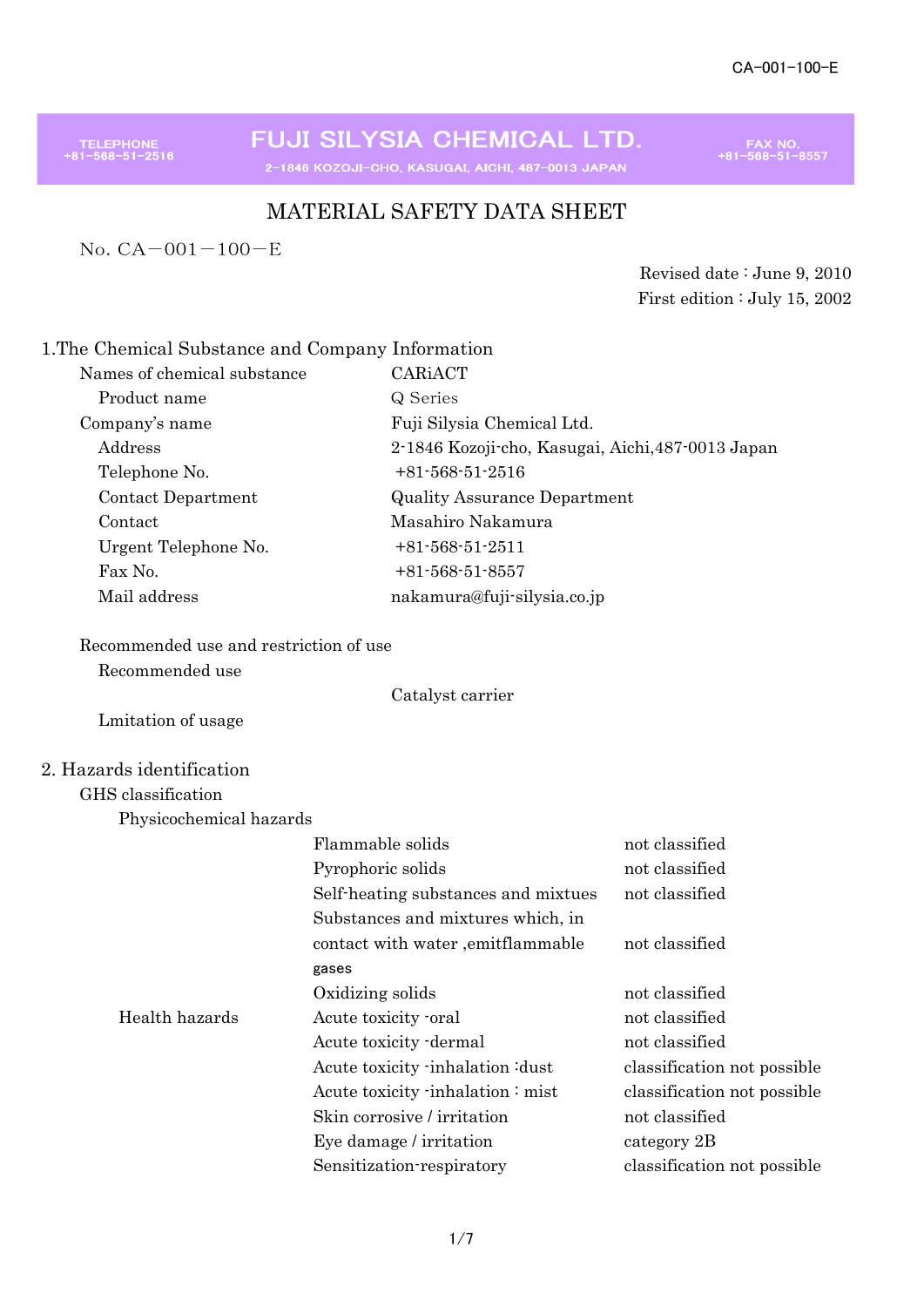CA-001-100-E

**FUJI SILYSIA CHEMICAL LTD.**

2-1846 KOZOJI-CHO, KASUGAI, AICHI, 487-0013 JAPAN

TELEPHONE +81-568-51-2516 | FAX NO. +81-568-51-8557

# MATERIAL SAFETY DATA SHEET

No. CA－001－100－E

Revised date : June 9, 2010
First edition : July 15, 2002

## 1.The Chemical Substance and Company Information

| | |
|---|---|
| Names of chemical substance | CARiACT |
| Product name | Q Series |
| Company's name | Fuji Silysia Chemical Ltd. |
| Address | 2-1846 Kozoji-cho, Kasugai, Aichi,487-0013 Japan |
| Telephone No. | +81-568-51-2516 |
| Contact Department | Quality Assurance Department |
| Contact | Masahiro Nakamura |
| Urgent Telephone No. | +81-568-51-2511 |
| Fax No. | +81-568-51-8557 |
| Mail address | nakamura@fuji-silysia.co.jp |

Recommended use and restriction of use

Recommended use

Catalyst carrier

Lmitation of usage

## 2. Hazards identification

GHS classification

| | | |
|---|---|---|
| Physicochemical hazards | | |
| | Flammable solids | not classified |
| | Pyrophoric solids | not classified |
| | Self-heating substances and mixtues | not classified |
| | Substances and mixtures which, in contact with water ,emitflammable gases | not classified |
| | Oxidizing solids | not classified |
| Health hazards | Acute toxicity -oral | not classified |
| | Acute toxicity -dermal | not classified |
| | Acute toxicity -inhalation :dust | classification not possible |
| | Acute toxicity -inhalation : mist | classification not possible |
| | Skin corrosive / irritation | not classified |
| | Eye damage / irritation | category 2B |
| | Sensitization-respiratory | classification not possible |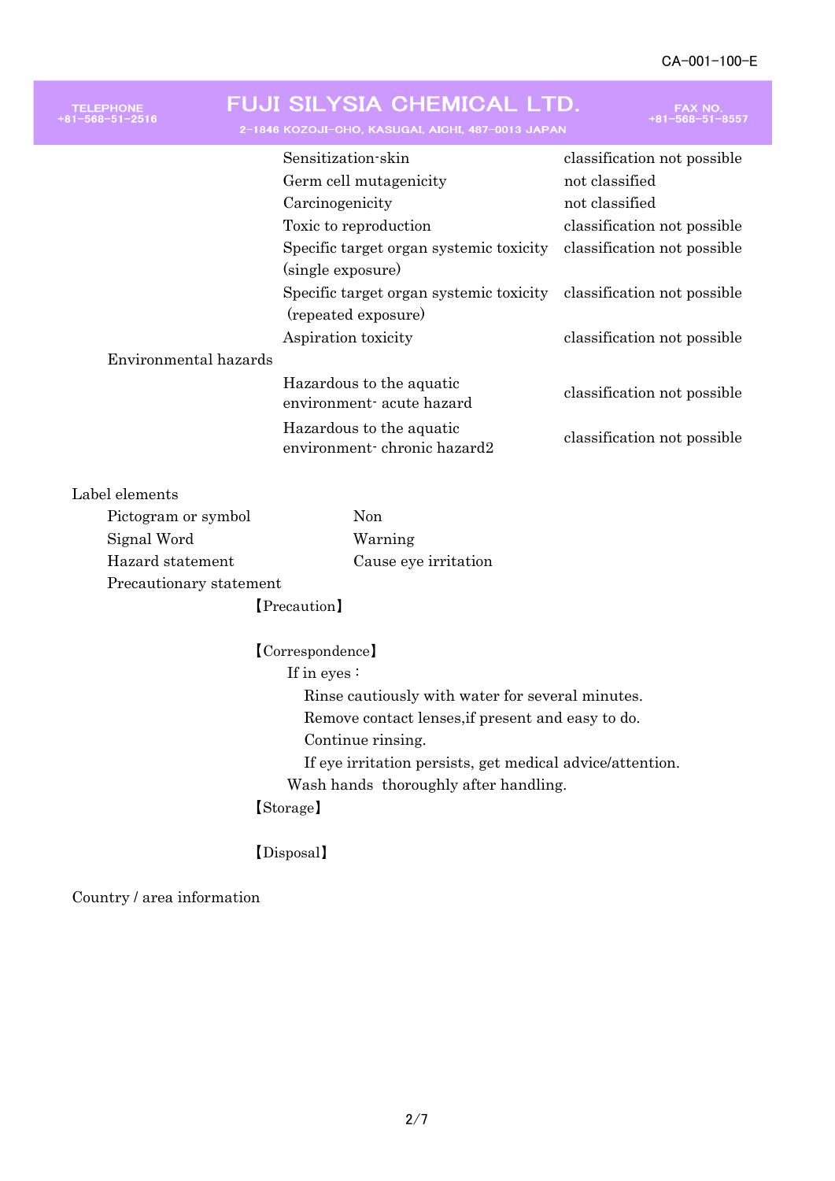| | Hazard class | Classification |
|---|---|---|
| | Sensitization-skin | classification not possible |
| | Germ cell mutagenicity | not classified |
| | Carcinogenicity | not classified |
| | Toxic to reproduction | classification not possible |
| | Specific target organ systemic toxicity (single exposure) | classification not possible |
| | Specific target organ systemic toxicity (repeated exposure) | classification not possible |
| | Aspiration toxicity | classification not possible |
| Environmental hazards | | |
| | Hazardous to the aquatic environment- acute hazard | classification not possible |
| | Hazardous to the aquatic environment- chronic hazard2 | classification not possible |

Label elements

Pictogram or symbol: Non

Signal Word: Warning

Hazard statement: Cause eye irritation

Precautionary statement

【Precaution】

【Correspondence】

If in eyes：

Rinse cautiously with water for several minutes.

Remove contact lenses,if present and easy to do.

Continue rinsing.

If eye irritation persists, get medical advice/attention.

Wash hands thoroughly after handling.

【Storage】

【Disposal】

Country / area information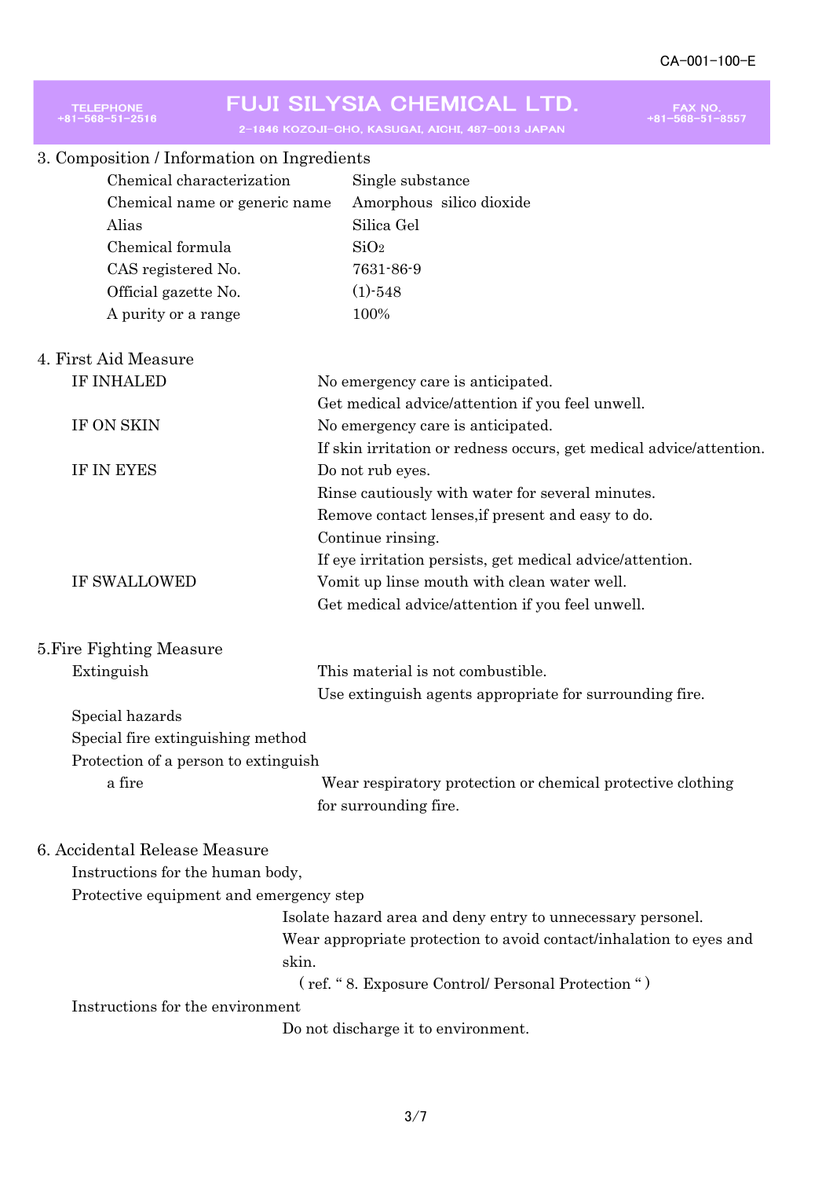## 3. Composition / Information on Ingredients

| | |
|---|---|
| Chemical characterization | Single substance |
| Chemical name or generic name | Amorphous silico dioxide |
| Alias | Silica Gel |
| Chemical formula | $SiO_2$ |
| CAS registered No. | 7631-86-9 |
| Official gazette No. | (1)-548 |
| A purity or a range | 100% |

## 4. First Aid Measure

**IF INHALED**
No emergency care is anticipated.
Get medical advice/attention if you feel unwell.

**IF ON SKIN**
No emergency care is anticipated.
If skin irritation or redness occurs, get medical advice/attention.

**IF IN EYES**
Do not rub eyes.
Rinse cautiously with water for several minutes.
Remove contact lenses,if present and easy to do.
Continue rinsing.
If eye irritation persists, get medical advice/attention.

**IF SWALLOWED**
Vomit up linse mouth with clean water well.
Get medical advice/attention if you feel unwell.

## 5.Fire Fighting Measure

**Extinguish**
This material is not combustible.
Use extinguish agents appropriate for surrounding fire.

**Special hazards**

**Special fire extinguishing method**

**Protection of a person to extinguish a fire**
Wear respiratory protection or chemical protective clothing for surrounding fire.

## 6. Accidental Release Measure

**Instructions for the human body, Protective equipment and emergency step**
Isolate hazard area and deny entry to unnecessary personel.
Wear appropriate protection to avoid contact/inhalation to eyes and skin.
( ref. " 8. Exposure Control/ Personal Protection " )

**Instructions for the environment**
Do not discharge it to environment.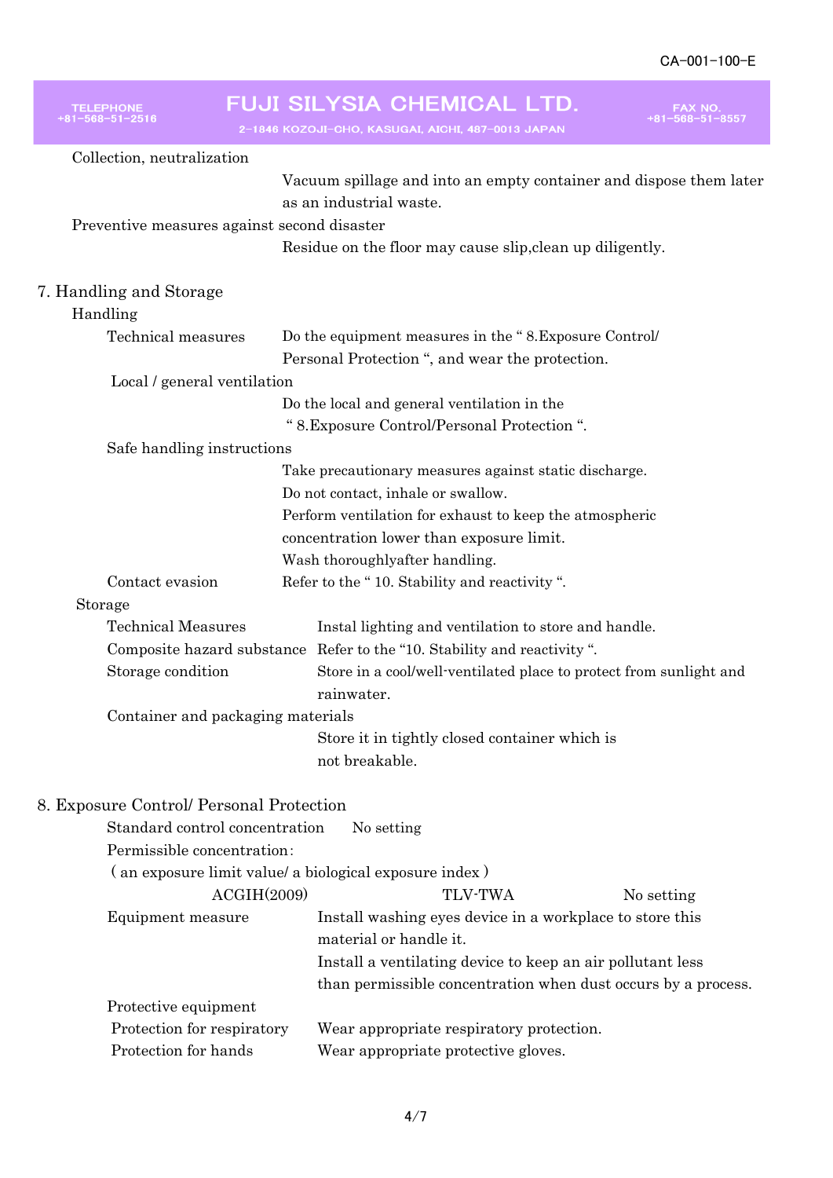Collection, neutralization

Vacuum spillage and into an empty container and dispose them later as an industrial waste.

Preventive measures against second disaster

Residue on the floor may cause slip,clean up diligently.

## 7. Handling and Storage

### Handling

Technical measures: Do the equipment measures in the " 8.Exposure Control/ Personal Protection ", and wear the protection.

Local / general ventilation

Do the local and general ventilation in the " 8.Exposure Control/Personal Protection ".

Safe handling instructions

Take precautionary measures against static discharge.
Do not contact, inhale or swallow.
Perform ventilation for exhaust to keep the atmospheric concentration lower than exposure limit.
Wash thoroughlyafter handling.

Contact evasion: Refer to the " 10. Stability and reactivity ".

### Storage

Technical Measures: Instal lighting and ventilation to store and handle.

Composite hazard substance: Refer to the "10. Stability and reactivity ".

Storage condition: Store in a cool/well-ventilated place to protect from sunlight and rainwater.

Container and packaging materials

Store it in tightly closed container which is not breakable.

## 8. Exposure Control/ Personal Protection

Standard control concentration: No setting

Permissible concentration:
( an exposure limit value/ a biological exposure index )

| ACGIH(2009) | TLV-TWA | No setting |
|---|---|---|

Equipment measure: Install washing eyes device in a workplace to store this material or handle it.
Install a ventilating device to keep an air pollutant less than permissible concentration when dust occurs by a process.

Protective equipment

Protection for respiratory: Wear appropriate respiratory protection.

Protection for hands: Wear appropriate protective gloves.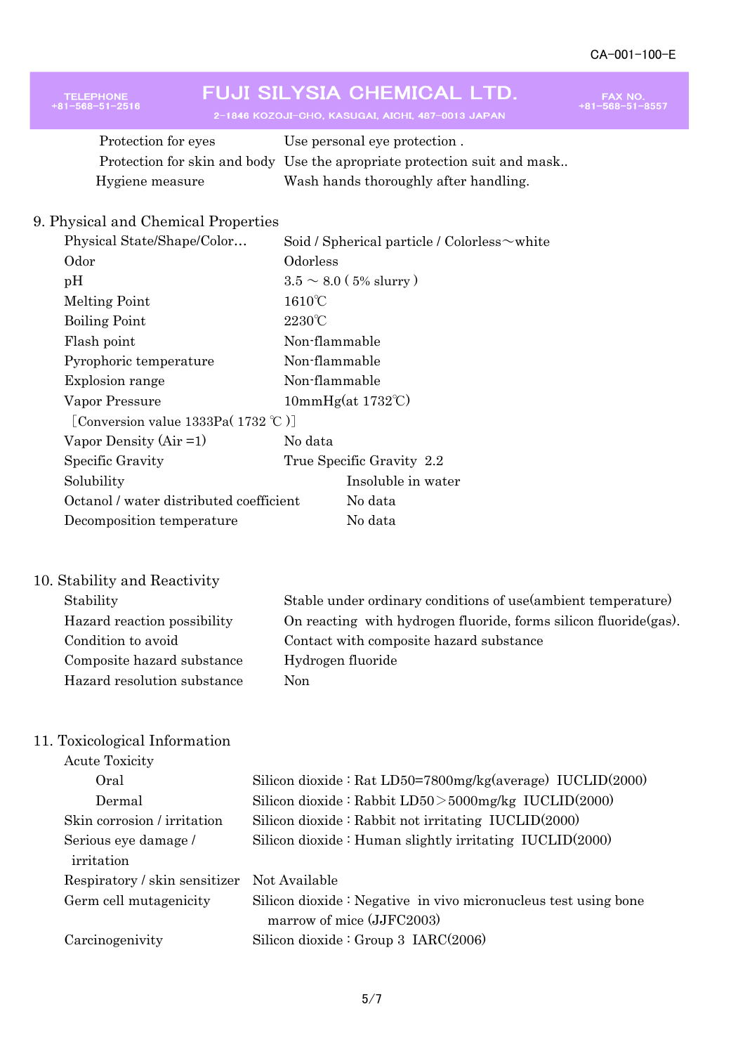| | |
|---|---|
| Protection for eyes | Use personal eye protection . |
| Protection for skin and body | Use the apropriate protection suit and mask.. |
| Hygiene measure | Wash hands thoroughly after handling. |

## 9. Physical and Chemical Properties

| | |
|---|---|
| Physical State/Shape/Color… | Soid / Spherical particle / Colorless～white |
| Odor | Odorless |
| pH | 3.5 ～ 8.0 ( 5% slurry ) |
| Melting Point | 1610℃ |
| Boiling Point | 2230℃ |
| Flash point | Non-flammable |
| Pyrophoric temperature | Non-flammable |
| Explosion range | Non-flammable |
| Vapor Pressure | 10mmHg(at 1732℃) |
| ［Conversion value 1333Pa( 1732 ℃ )］ | |
| Vapor Density (Air =1) | No data |
| Specific Gravity | True Specific Gravity 2.2 |
| Solubility | Insoluble in water |
| Octanol / water distributed coefficient | No data |
| Decomposition temperature | No data |

## 10. Stability and Reactivity

| | |
|---|---|
| Stability | Stable under ordinary conditions of use(ambient temperature) |
| Hazard reaction possibility | On reacting with hydrogen fluoride, forms silicon fluoride(gas). |
| Condition to avoid | Contact with composite hazard substance |
| Composite hazard substance | Hydrogen fluoride |
| Hazard resolution substance | Non |

## 11. Toxicological Information

Acute Toxicity

| | |
|---|---|
| Oral | Silicon dioxide : Rat LD50=7800mg/kg(average) IUCLID(2000) |
| Dermal | Silicon dioxide : Rabbit LD50＞5000mg/kg IUCLID(2000) |
| Skin corrosion / irritation | Silicon dioxide : Rabbit not irritating IUCLID(2000) |
| Serious eye damage / irritation | Silicon dioxide : Human slightly irritating IUCLID(2000) |
| Respiratory / skin sensitizer | Not Available |
| Germ cell mutagenicity | Silicon dioxide : Negative in vivo micronucleus test using bone marrow of mice (JJFC2003) |
| Carcinogenivity | Silicon dioxide : Group 3 IARC(2006) |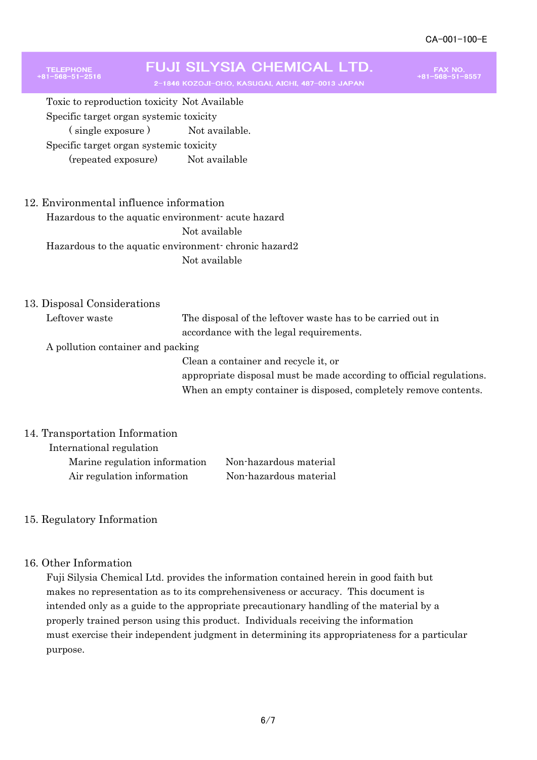Toxic to reproduction toxicity Not Available

Specific target organ systemic toxicity

( single exposure ) Not available.

Specific target organ systemic toxicity

(repeated exposure) Not available

## 12. Environmental influence information

Hazardous to the aquatic environment- acute hazard

Not available

Hazardous to the aquatic environment- chronic hazard2

Not available

## 13. Disposal Considerations

Leftover waste The disposal of the leftover waste has to be carried out in accordance with the legal requirements.

A pollution container and packing

Clean a container and recycle it, or
appropriate disposal must be made according to official regulations.
When an empty container is disposed, completely remove contents.

## 14. Transportation Information

International regulation

| | |
|---|---|
| Marine regulation information | Non-hazardous material |
| Air regulation information | Non-hazardous material |

## 15. Regulatory Information

## 16. Other Information

Fuji Silysia Chemical Ltd. provides the information contained herein in good faith but makes no representation as to its comprehensiveness or accuracy. This document is intended only as a guide to the appropriate precautionary handling of the material by a properly trained person using this product. Individuals receiving the information must exercise their independent judgment in determining its appropriateness for a particular purpose.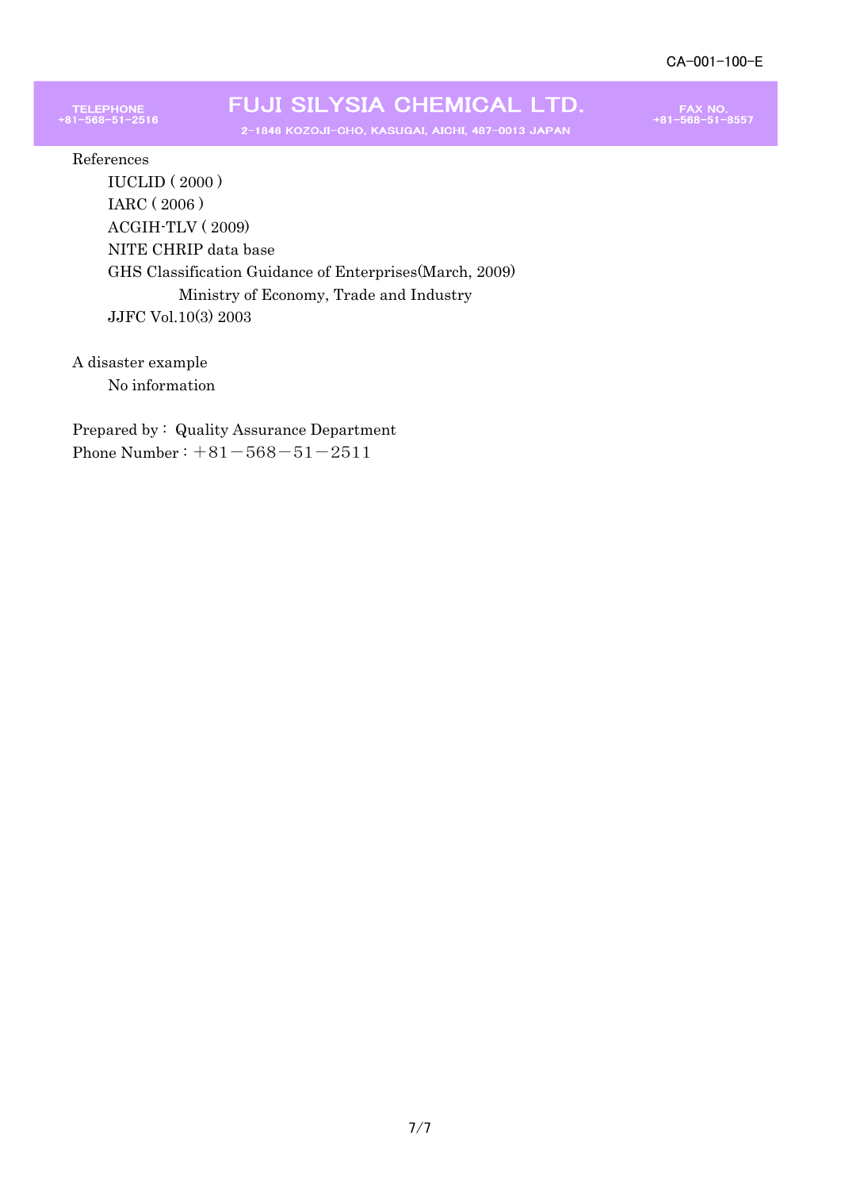References

IUCLID ( 2000 )

IARC ( 2006 )

ACGIH-TLV ( 2009)

NITE CHRIP data base

GHS Classification Guidance of Enterprises(March, 2009)

Ministry of Economy, Trade and Industry

JJFC Vol.10(3) 2003

A disaster example

No information

Prepared by： Quality Assurance Department

Phone Number：＋81－568－51－2511